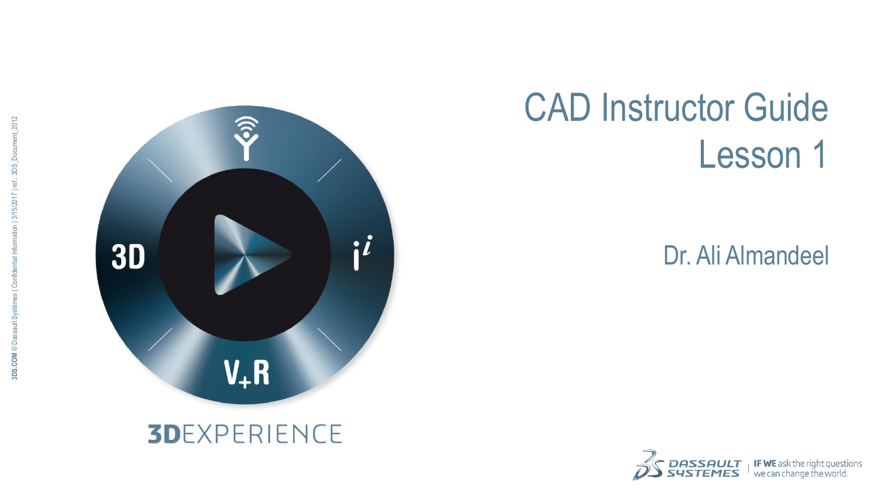# CAD Instructor Guide
# Lesson 1

Dr. Ali Almandeel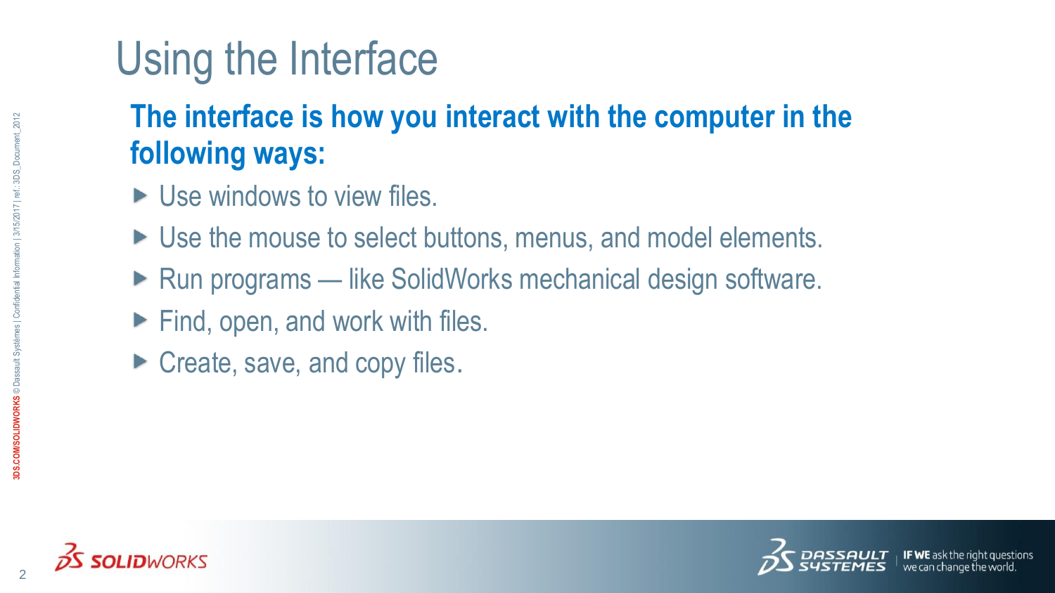# Using the Interface

**The interface is how you interact with the computer in the following ways:**

- Use windows to view files.
- Use the mouse to select buttons, menus, and model elements.
- Run programs — like SolidWorks mechanical design software.
- Find, open, and work with files.
- Create, save, and copy files.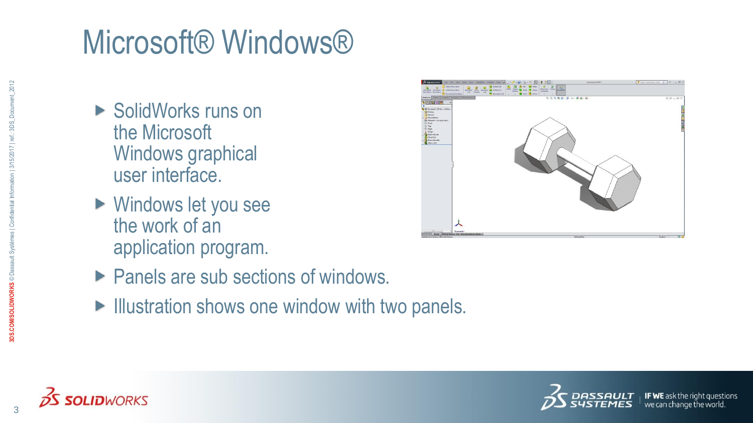# Microsoft® Windows®

- SolidWorks runs on the Microsoft Windows graphical user interface.
- Windows let you see the work of an application program.
- Panels are sub sections of windows.
- Illustration shows one window with two panels.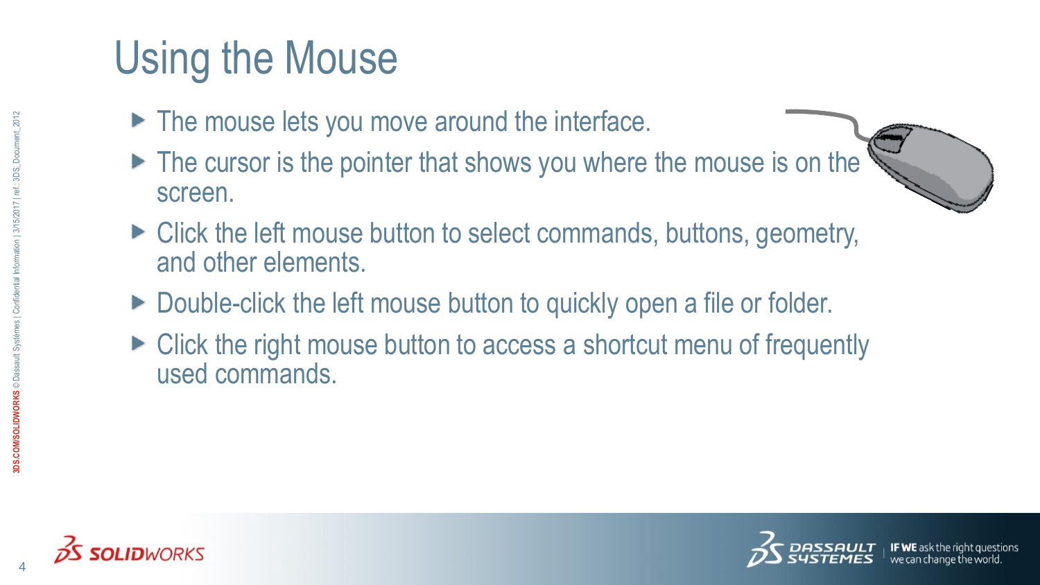# Using the Mouse

- The mouse lets you move around the interface.
- The cursor is the pointer that shows you where the mouse is on the screen.
- Click the left mouse button to select commands, buttons, geometry, and other elements.
- Double-click the left mouse button to quickly open a file or folder.
- Click the right mouse button to access a shortcut menu of frequently used commands.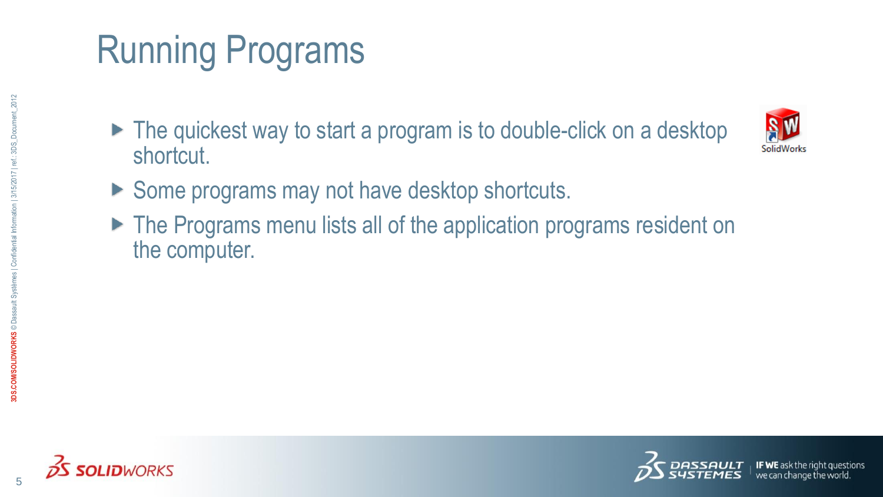# Running Programs

- The quickest way to start a program is to double-click on a desktop shortcut.
- Some programs may not have desktop shortcuts.
- The Programs menu lists all of the application programs resident on the computer.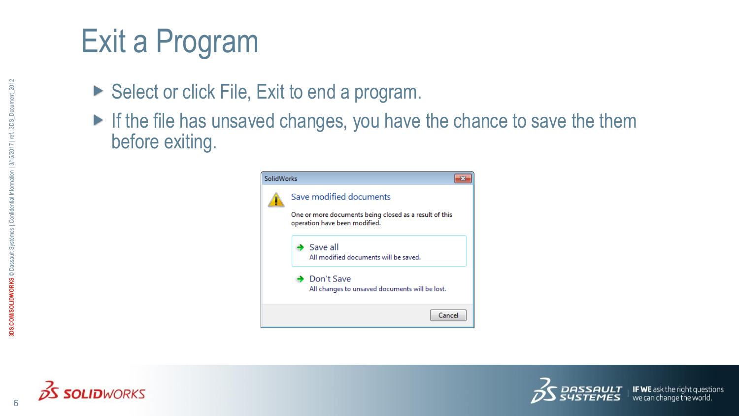# Exit a Program

- Select or click File, Exit to end a program.
- If the file has unsaved changes, you have the chance to save the them before exiting.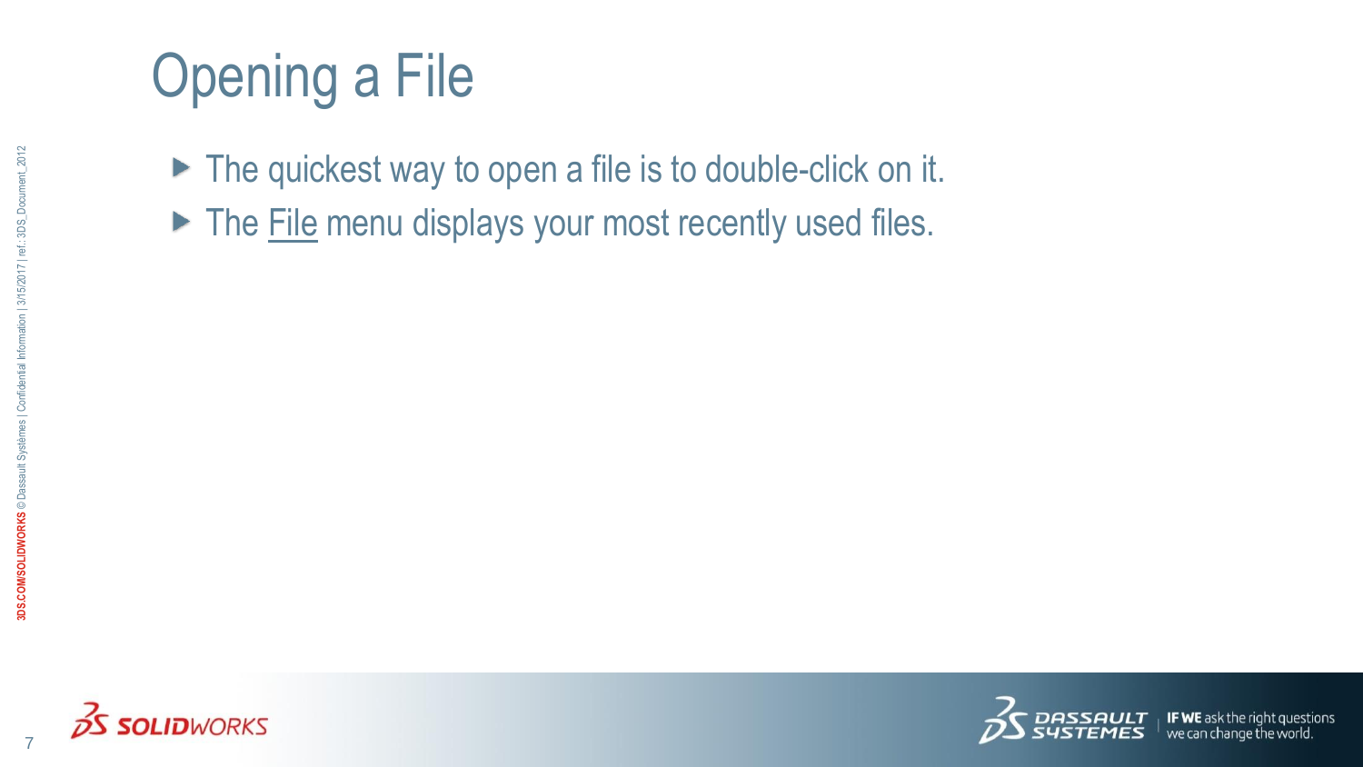# Opening a File

- The quickest way to open a file is to double-click on it.
- The <u>File</u> menu displays your most recently used files.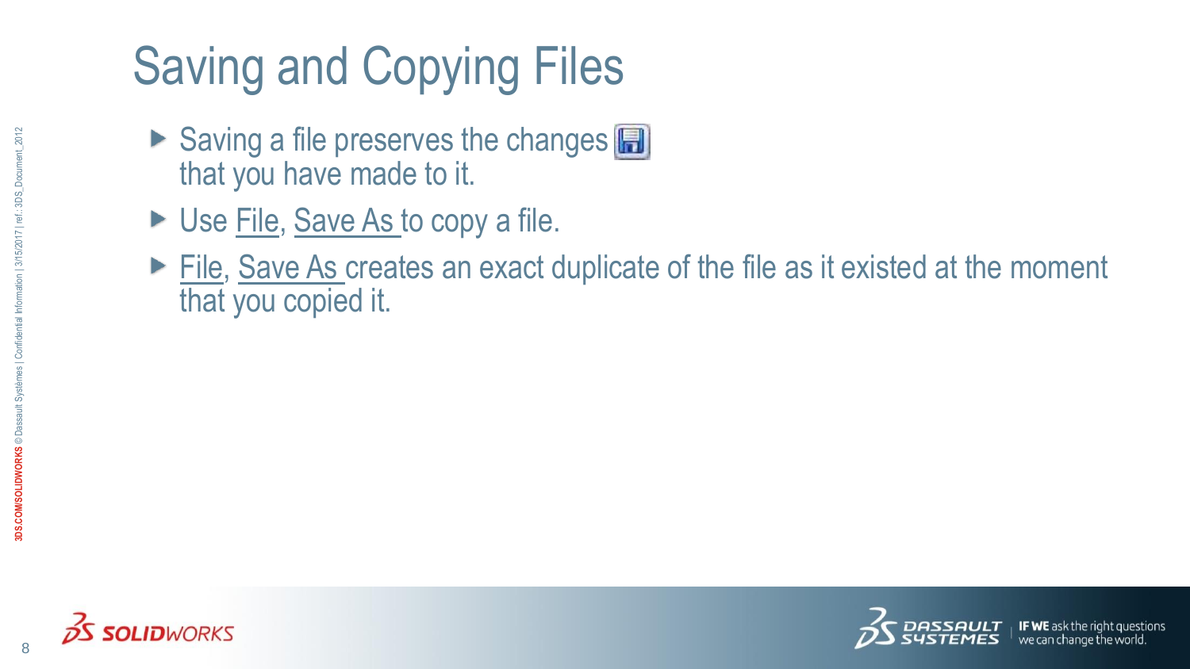# Saving and Copying Files

- Saving a file preserves the changes that you have made to it.
- Use File, Save As to copy a file.
- File, Save As creates an exact duplicate of the file as it existed at the moment that you copied it.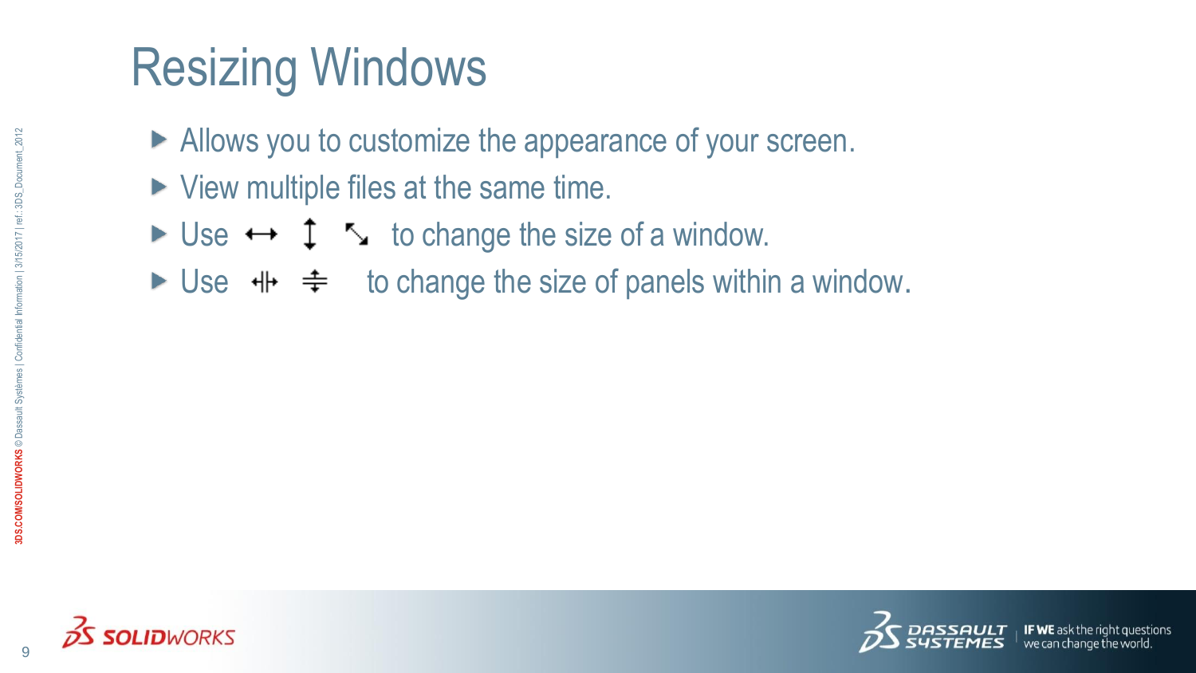# Resizing Windows

- Allows you to customize the appearance of your screen.
- View multiple files at the same time.
- Use ↔ ↕ ⤡ to change the size of a window.
- Use ⫲ ≑ to change the size of panels within a window.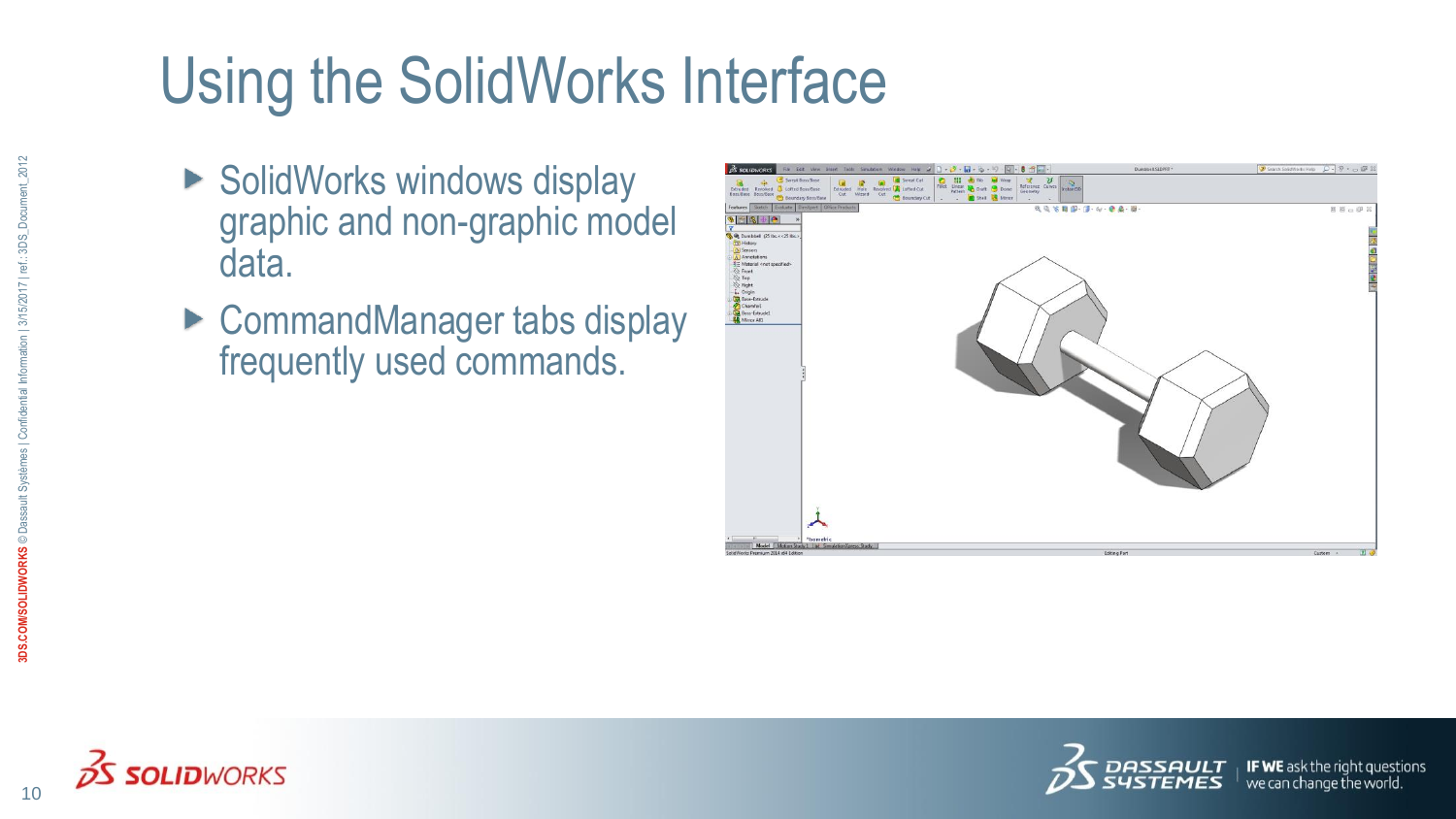# Using the SolidWorks Interface

- SolidWorks windows display graphic and non-graphic model data.
- CommandManager tabs display frequently used commands.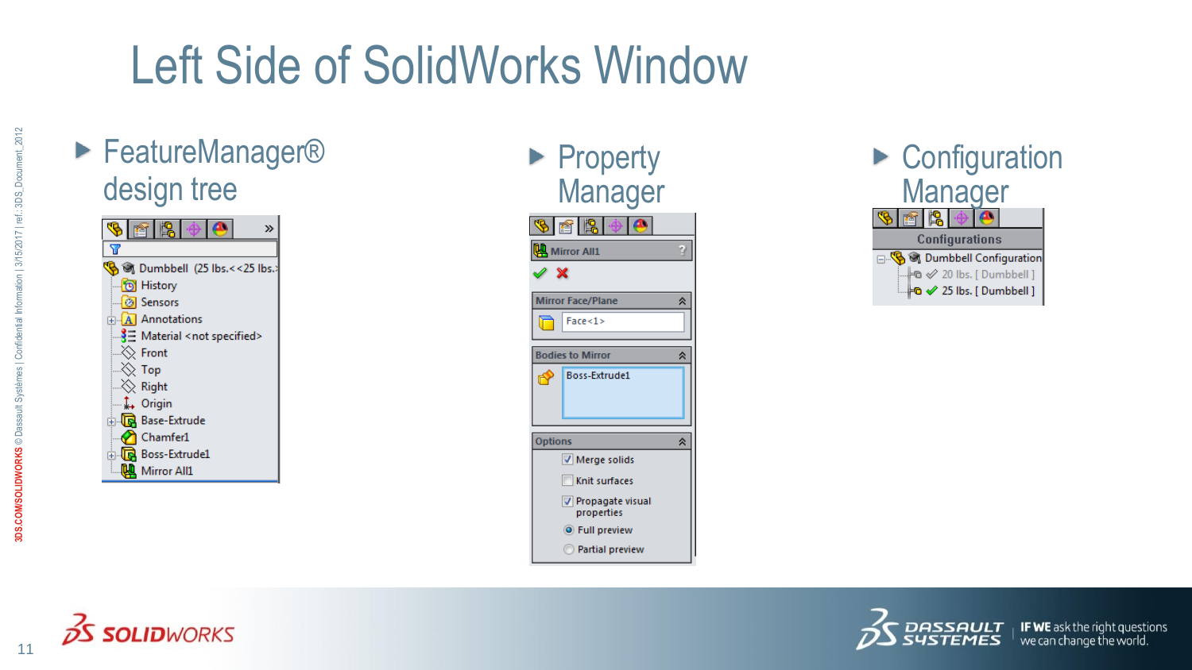# Left Side of SolidWorks Window

- FeatureManager® design tree
- Property Manager
- Configuration Manager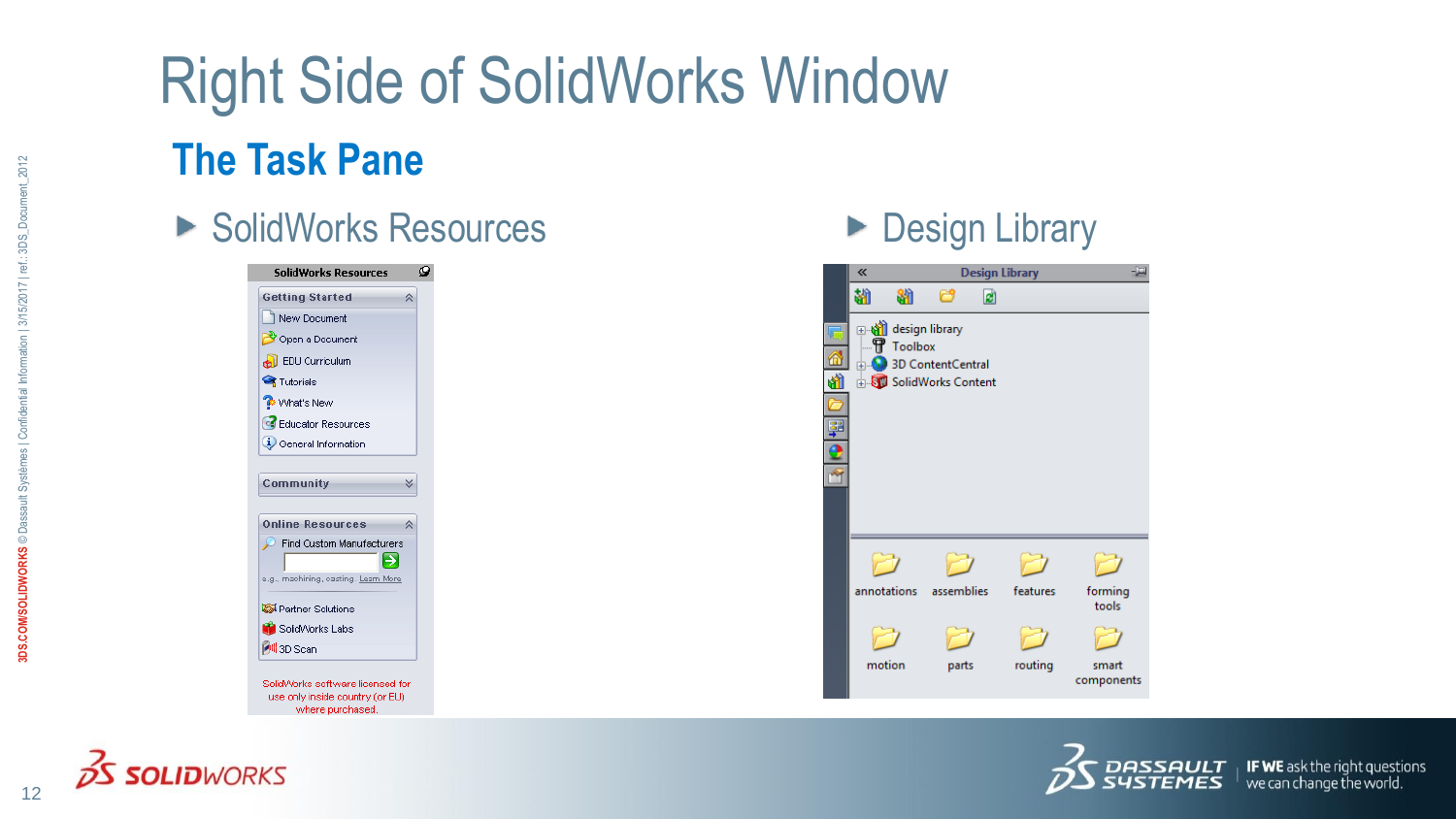# Right Side of SolidWorks Window

## The Task Pane

- SolidWorks Resources
- Design Library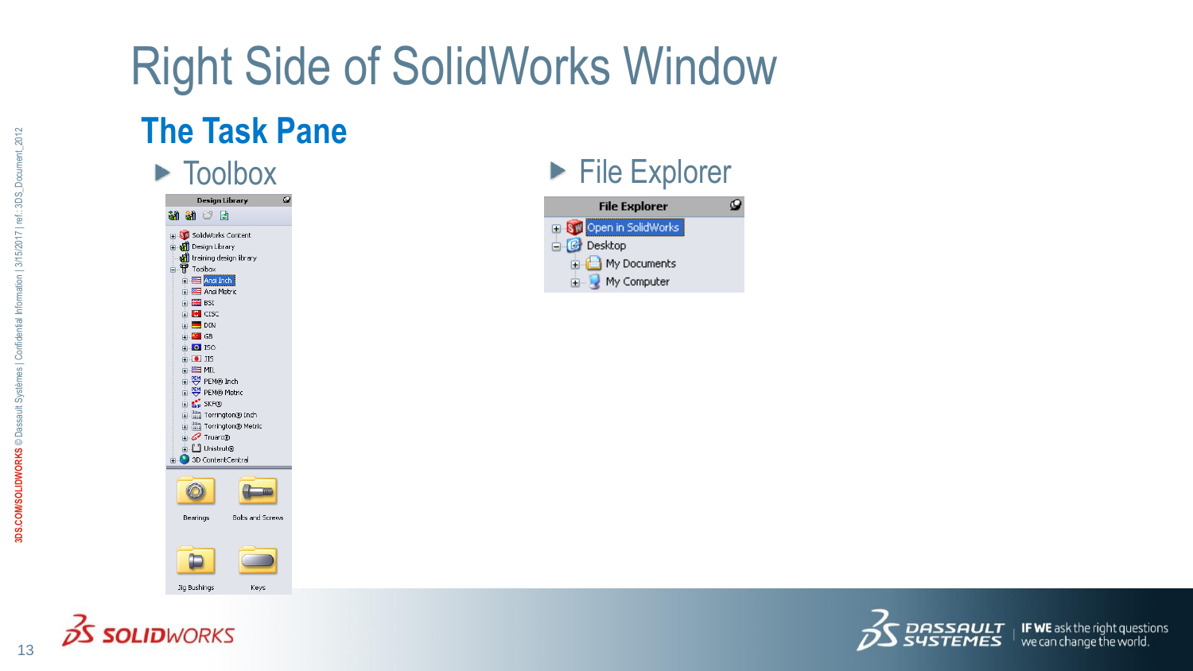# Right Side of SolidWorks Window

## The Task Pane

- Toolbox
- File Explorer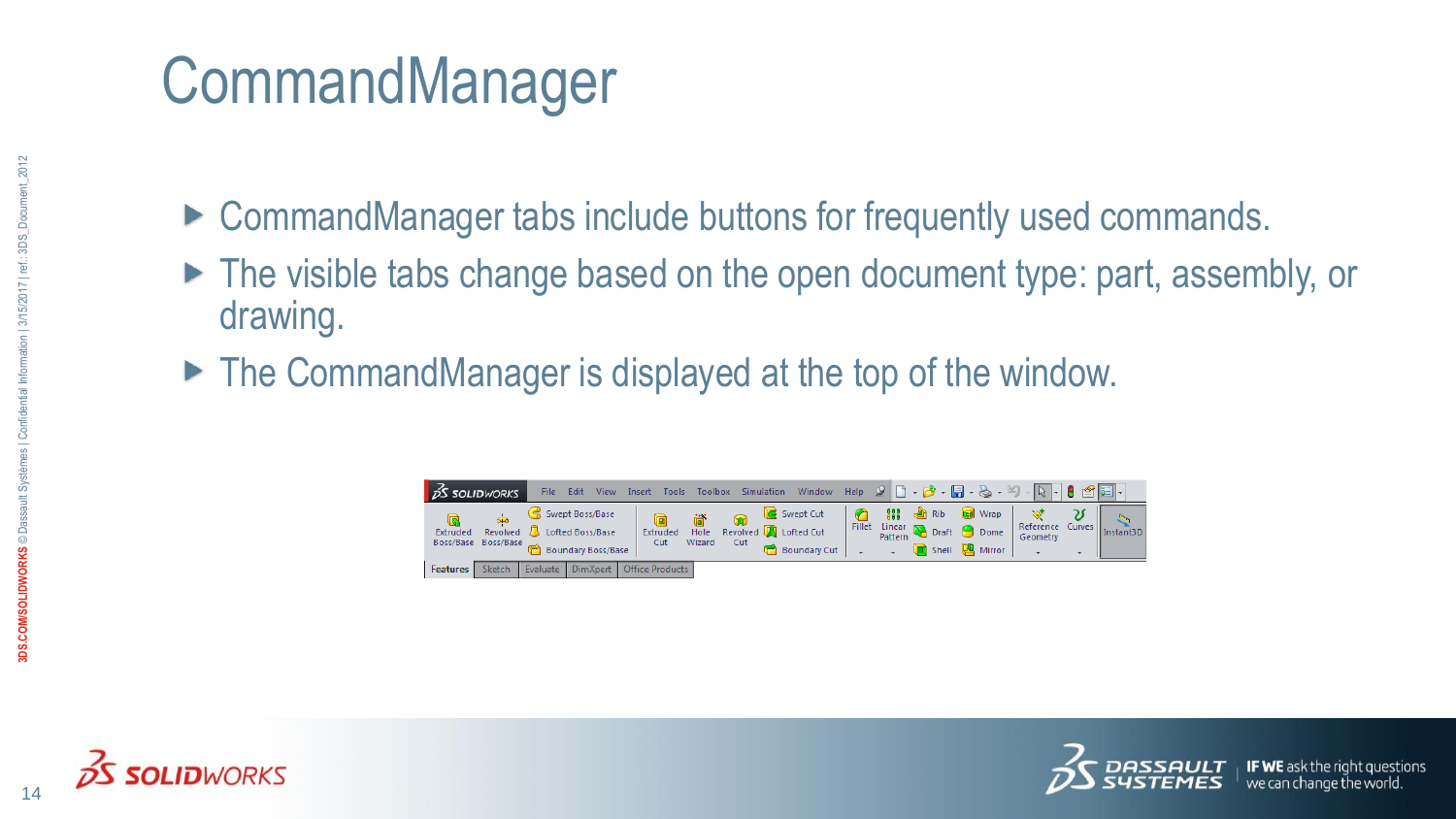# CommandManager

- CommandManager tabs include buttons for frequently used commands.
- The visible tabs change based on the open document type: part, assembly, or drawing.
- The CommandManager is displayed at the top of the window.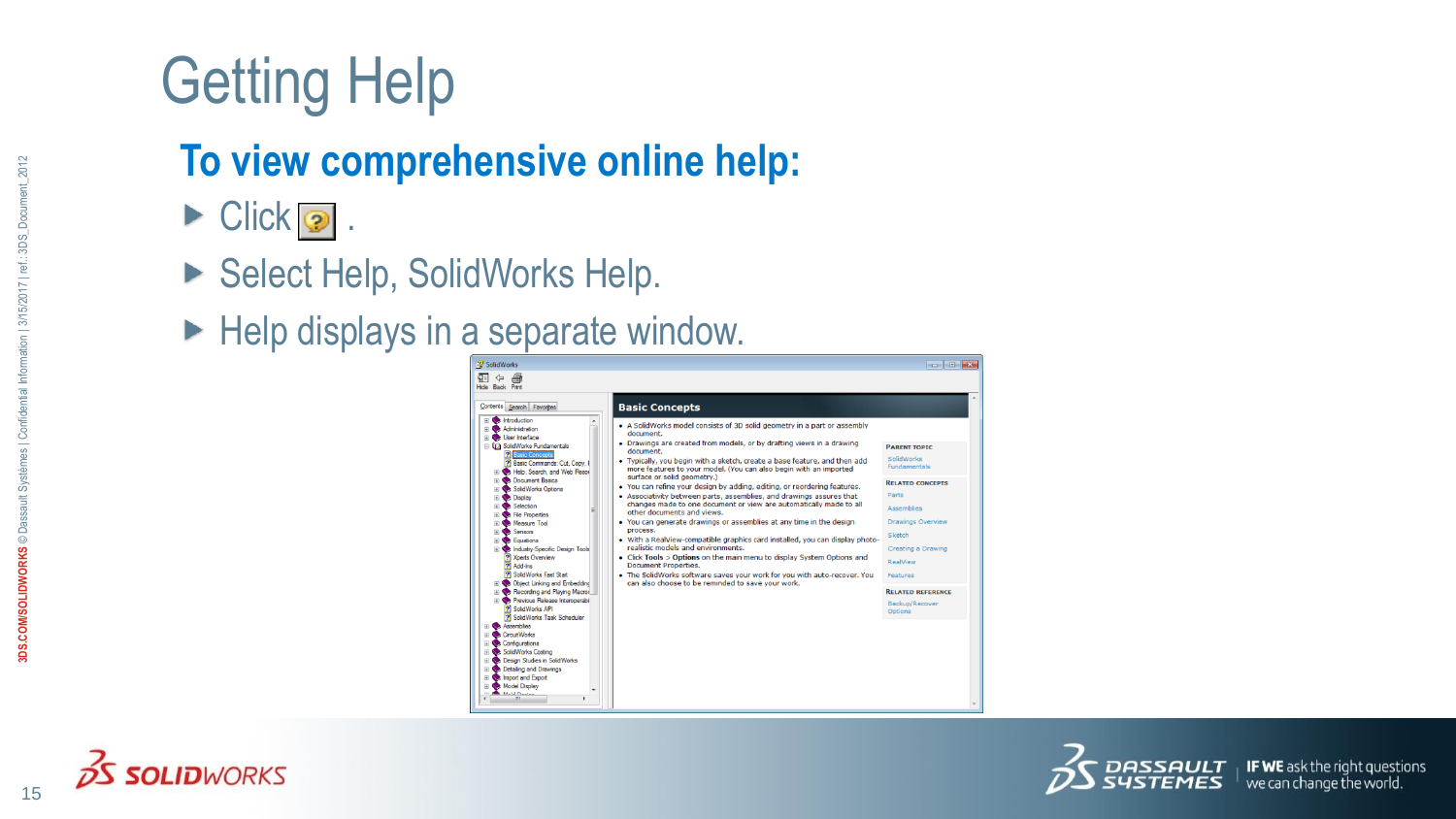# Getting Help

## To view comprehensive online help:

- Click .
- Select Help, SolidWorks Help.
- Help displays in a separate window.